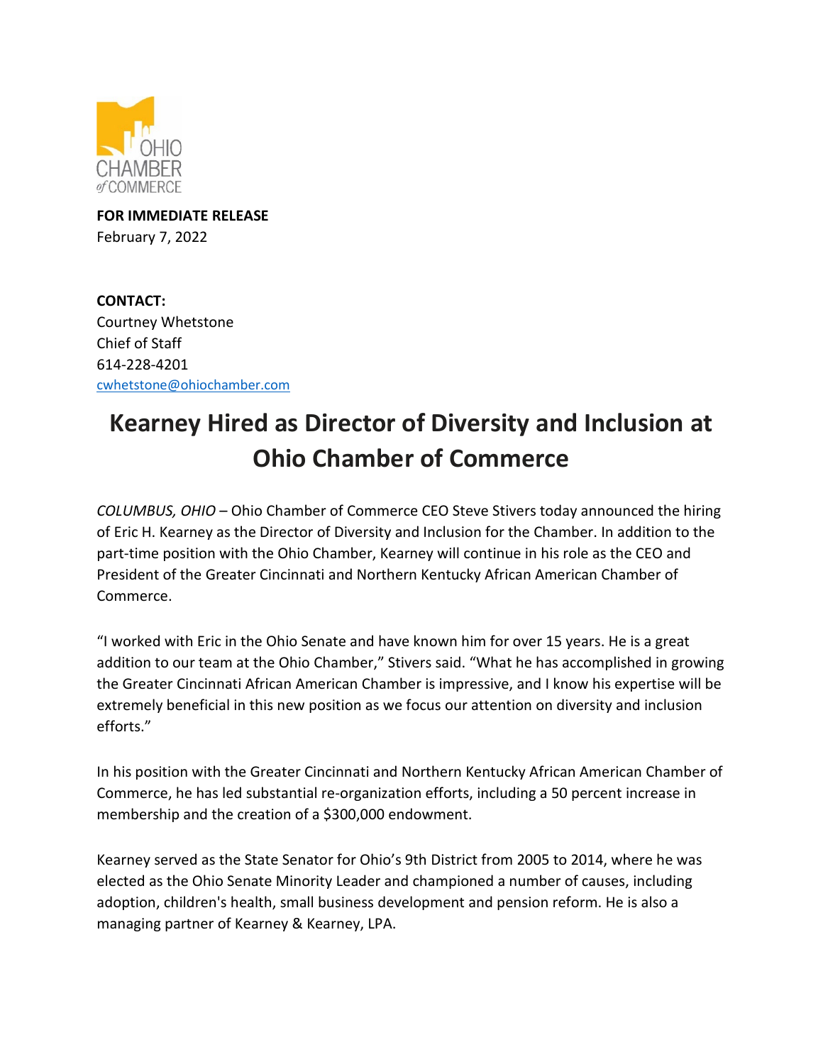OHIO CHAMBER of COMMERCE

**FOR IMMEDIATE RELEASE**
February 7, 2022

**CONTACT:**
Courtney Whetstone
Chief of Staff
614-228-4201
cwhetstone@ohiochamber.com

# Kearney Hired as Director of Diversity and Inclusion at Ohio Chamber of Commerce

*COLUMBUS, OHIO* – Ohio Chamber of Commerce CEO Steve Stivers today announced the hiring of Eric H. Kearney as the Director of Diversity and Inclusion for the Chamber. In addition to the part-time position with the Ohio Chamber, Kearney will continue in his role as the CEO and President of the Greater Cincinnati and Northern Kentucky African American Chamber of Commerce.

"I worked with Eric in the Ohio Senate and have known him for over 15 years. He is a great addition to our team at the Ohio Chamber," Stivers said. "What he has accomplished in growing the Greater Cincinnati African American Chamber is impressive, and I know his expertise will be extremely beneficial in this new position as we focus our attention on diversity and inclusion efforts."

In his position with the Greater Cincinnati and Northern Kentucky African American Chamber of Commerce, he has led substantial re-organization efforts, including a 50 percent increase in membership and the creation of a $300,000 endowment.

Kearney served as the State Senator for Ohio's 9th District from 2005 to 2014, where he was elected as the Ohio Senate Minority Leader and championed a number of causes, including adoption, children's health, small business development and pension reform. He is also a managing partner of Kearney & Kearney, LPA.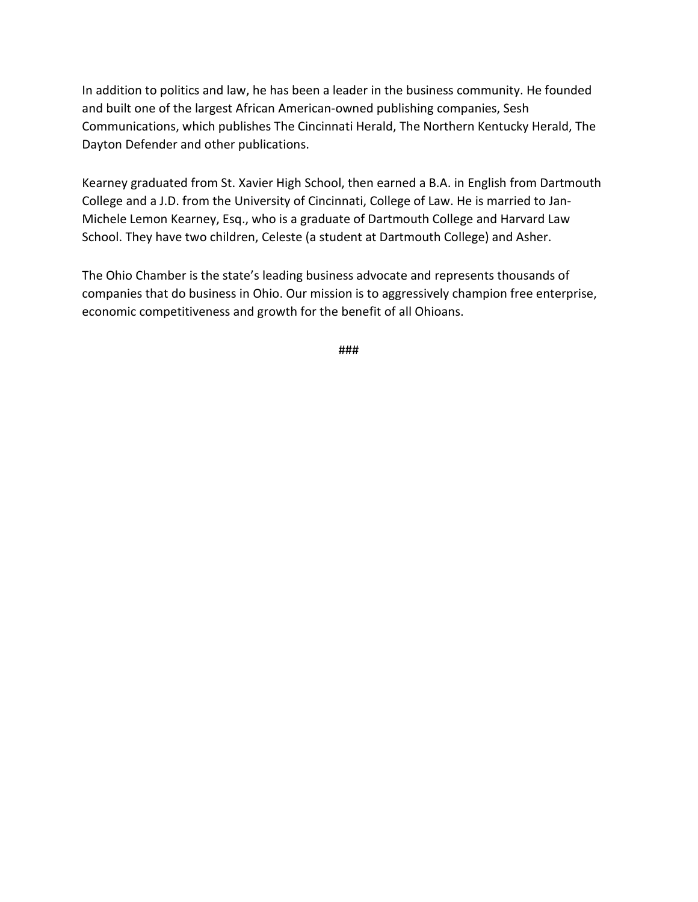In addition to politics and law, he has been a leader in the business community. He founded and built one of the largest African American-owned publishing companies, Sesh Communications, which publishes The Cincinnati Herald, The Northern Kentucky Herald, The Dayton Defender and other publications.

Kearney graduated from St. Xavier High School, then earned a B.A. in English from Dartmouth College and a J.D. from the University of Cincinnati, College of Law. He is married to Jan-Michele Lemon Kearney, Esq., who is a graduate of Dartmouth College and Harvard Law School. They have two children, Celeste (a student at Dartmouth College) and Asher.

The Ohio Chamber is the state's leading business advocate and represents thousands of companies that do business in Ohio. Our mission is to aggressively champion free enterprise, economic competitiveness and growth for the benefit of all Ohioans.

###